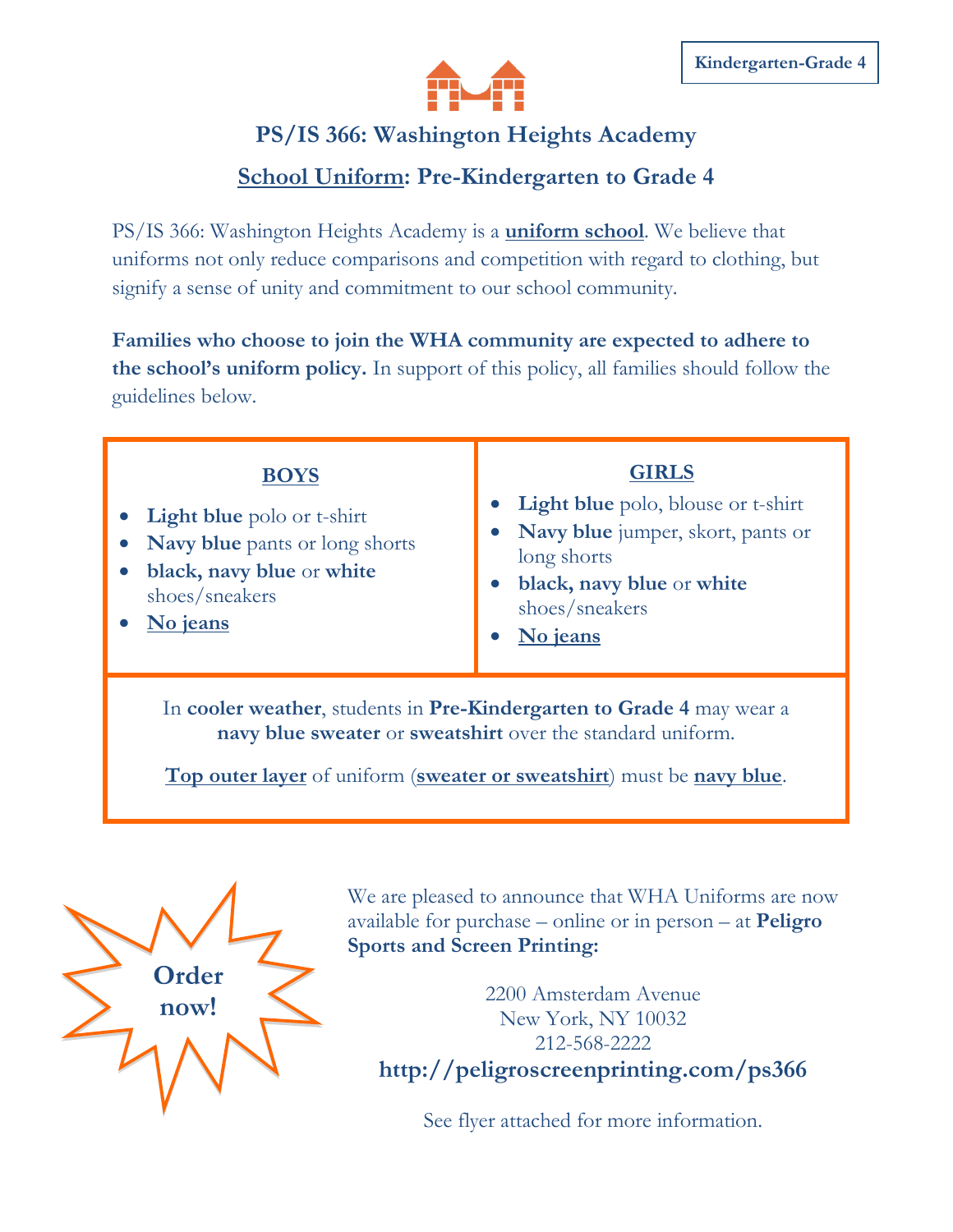**Kindergarten-Grade 4**

# PS/IS 366: Washington Heights Academy

## School Uniform: Pre-Kindergarten to Grade 4

PS/IS 366: Washington Heights Academy is a **uniform school**. We believe that uniforms not only reduce comparisons and competition with regard to clothing, but signify a sense of unity and commitment to our school community.

**Families who choose to join the WHA community are expected to adhere to the school's uniform policy.** In support of this policy, all families should follow the guidelines below.

| BOYS | GIRLS |
|---|---|
| • **Light blue** polo or t-shirt<br>• **Navy blue** pants or long shorts<br>• **black, navy blue** or **white** shoes/sneakers<br>• **No jeans** | • **Light blue** polo, blouse or t-shirt<br>• **Navy blue** jumper, skort, pants or long shorts<br>• **black, navy blue** or **white** shoes/sneakers<br>• **No jeans** |

In **cooler weather**, students in **Pre-Kindergarten to Grade 4** may wear a **navy blue sweater** or **sweatshirt** over the standard uniform.

**Top outer layer** of uniform (**sweater or sweatshirt**) must be **navy blue**.

**Order now!**

We are pleased to announce that WHA Uniforms are now available for purchase – online or in person – at **Peligro Sports and Screen Printing:**

2200 Amsterdam Avenue
New York, NY 10032
212-568-2222
**http://peligroscreenprinting.com/ps366**

See flyer attached for more information.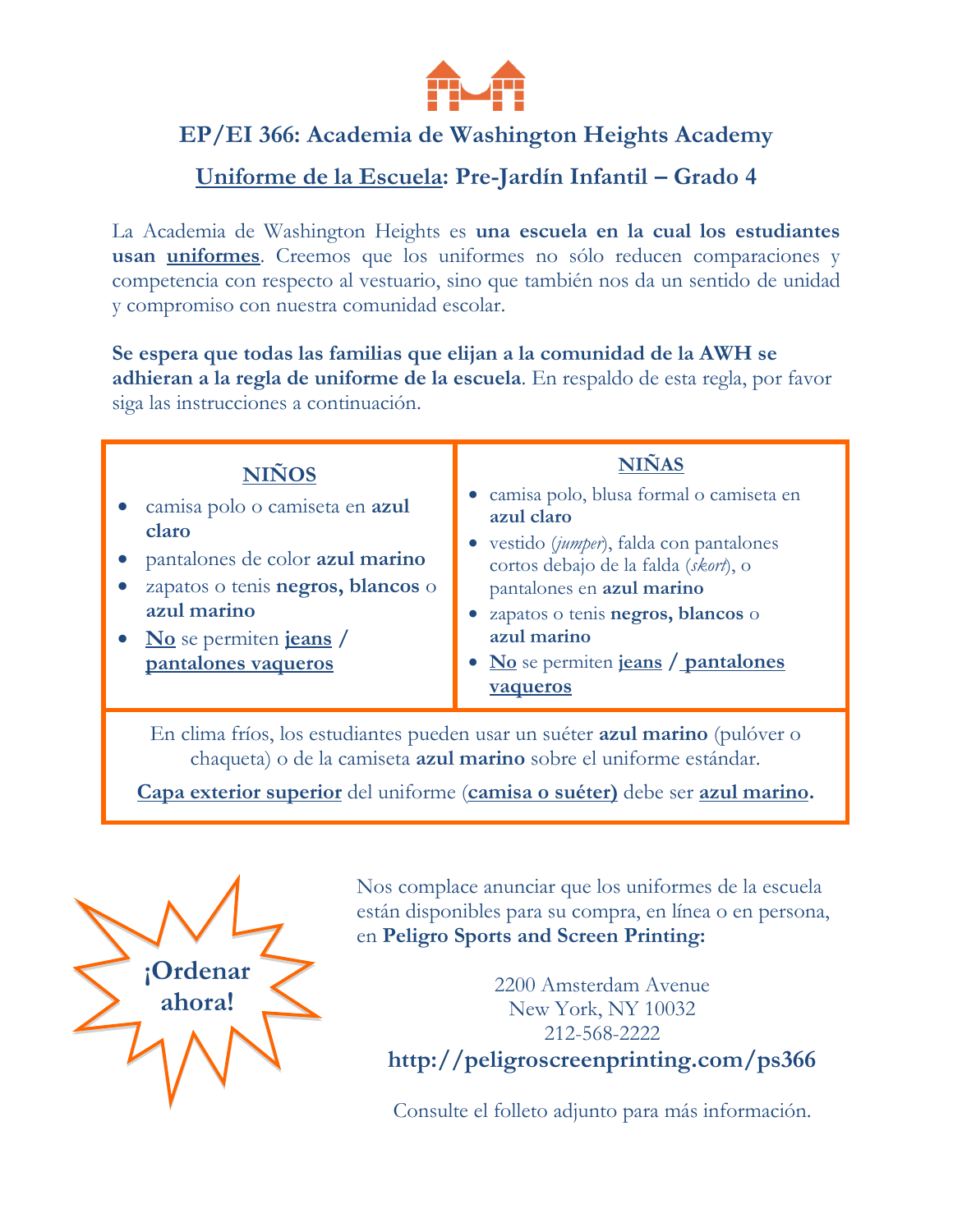## EP/EI 366: Academia de Washington Heights Academy

## Uniforme de la Escuela: Pre-Jardín Infantil – Grado 4

La Academia de Washington Heights es **una escuela en la cual los estudiantes usan uniformes**. Creemos que los uniformes no sólo reducen comparaciones y competencia con respecto al vestuario, sino que también nos da un sentido de unidad y compromiso con nuestra comunidad escolar.

**Se espera que todas las familias que elijan a la comunidad de la AWH se adhieran a la regla de uniforme de la escuela**. En respaldo de esta regla, por favor siga las instrucciones a continuación.

| NIÑOS | NIÑAS |
|---|---|
| • camisa polo o camiseta en **azul claro**<br>• pantalones de color **azul marino**<br>• zapatos o tenis **negros, blancos** o **azul marino**<br>• **No** se permiten **jeans / pantalones vaqueros** | • camisa polo, blusa formal o camiseta en **azul claro**<br>• vestido (*jumper*), falda con pantalones cortos debajo de la falda (*skort*), o pantalones en **azul marino**<br>• zapatos o tenis **negros, blancos** o **azul marino**<br>• **No** se permiten **jeans / pantalones vaqueros** |

En clima fríos, los estudiantes pueden usar un suéter **azul marino** (pulóver o chaqueta) o de la camiseta **azul marino** sobre el uniforme estándar.

**Capa exterior superior** del uniforme (**camisa o suéter)** debe ser **azul marino.**

**¡Ordenar ahora!**

Nos complace anunciar que los uniformes de la escuela están disponibles para su compra, en línea o en persona, en **Peligro Sports and Screen Printing:**

2200 Amsterdam Avenue
New York, NY 10032
212-568-2222

**http://peligroscreenprinting.com/ps366**

Consulte el folleto adjunto para más información.